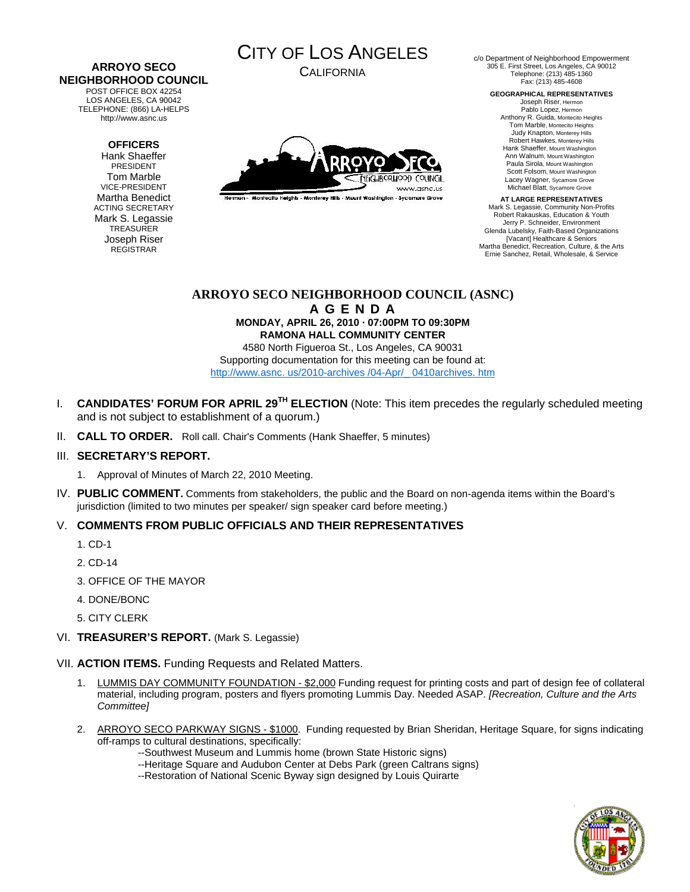**ARROYO SECO NEIGHBORHOOD COUNCIL**
POST OFFICE BOX 42254
LOS ANGELES, CA 90042
TELEPHONE: (866) LA-HELPS
http://www.asnc.us

**OFFICERS**
Hank Shaeffer
PRESIDENT
Tom Marble
VICE-PRESIDENT
Martha Benedict
ACTING SECRETARY
Mark S. Legassie
TREASURER
Joseph Riser
REGISTRAR

# CITY OF LOS ANGELES
CALIFORNIA

Hermon - Montecito Heights - Monterey Hills - Mount Washington - Sycamore Grove

c/o Department of Neighborhood Empowerment
305 E. First Street, Los Angeles, CA 90012
Telephone: (213) 485-1360
Fax: (213) 485-4608

**GEOGRAPHICAL REPRESENTATIVES**
Joseph Riser, Hermon
Pablo Lopez, Hermon
Anthony R. Guida, Montecito Heights
Tom Marble, Montecito Heights
Judy Knapton, Monterey Hills
Robert Hawkes, Monterey Hills
Hank Shaeffer, Mount Washington
Ann Walnum, Mount Washington
Paula Sirola, Mount Washington
Scott Folsom, Mount Washington
Lacey Wagner, Sycamore Grove
Michael Blatt, Sycamore Grove

**AT LARGE REPRESENTATIVES**
Mark S. Legassie, Community Non-Profits
Robert Rakauskas, Education & Youth
Jerry P. Schneider, Environment
Glenda Lubelsky, Faith-Based Organizations
[Vacant] Healthcare & Seniors
Martha Benedict, Recreation, Culture, & the Arts
Ernie Sanchez, Retail, Wholesale, & Service

## ARROYO SECO NEIGHBORHOOD COUNCIL (ASNC)
## A G E N D A

**MONDAY, APRIL 26, 2010 · 07:00PM TO 09:30PM**
**RAMONA HALL COMMUNITY CENTER**
4580 North Figueroa St., Los Angeles, CA 90031
Supporting documentation for this meeting can be found at:
http://www.asnc. us/2010-archives /04-Apr/_0410archives. htm

I. **CANDIDATES' FORUM FOR APRIL 29TH ELECTION** (Note: This item precedes the regularly scheduled meeting and is not subject to establishment of a quorum.)

II. **CALL TO ORDER.** Roll call. Chair's Comments (Hank Shaeffer, 5 minutes)

III. **SECRETARY'S REPORT.**

1. Approval of Minutes of March 22, 2010 Meeting.

IV. **PUBLIC COMMENT.** Comments from stakeholders, the public and the Board on non-agenda items within the Board's jurisdiction (limited to two minutes per speaker/ sign speaker card before meeting.)

V. **COMMENTS FROM PUBLIC OFFICIALS AND THEIR REPRESENTATIVES**

1. CD-1
2. CD-14
3. OFFICE OF THE MAYOR
4. DONE/BONC
5. CITY CLERK

VI. **TREASURER'S REPORT.** (Mark S. Legassie)

VII. **ACTION ITEMS.** Funding Requests and Related Matters.

1. LUMMIS DAY COMMUNITY FOUNDATION - $2,000 Funding request for printing costs and part of design fee of collateral material, including program, posters and flyers promoting Lummis Day. Needed ASAP. *[Recreation, Culture and the Arts Committee]*

2. ARROYO SECO PARKWAY SIGNS - $1000. Funding requested by Brian Sheridan, Heritage Square, for signs indicating off-ramps to cultural destinations, specifically:
   --Southwest Museum and Lummis home (brown State Historic signs)
   --Heritage Square and Audubon Center at Debs Park (green Caltrans signs)
   --Restoration of National Scenic Byway sign designed by Louis Quirarte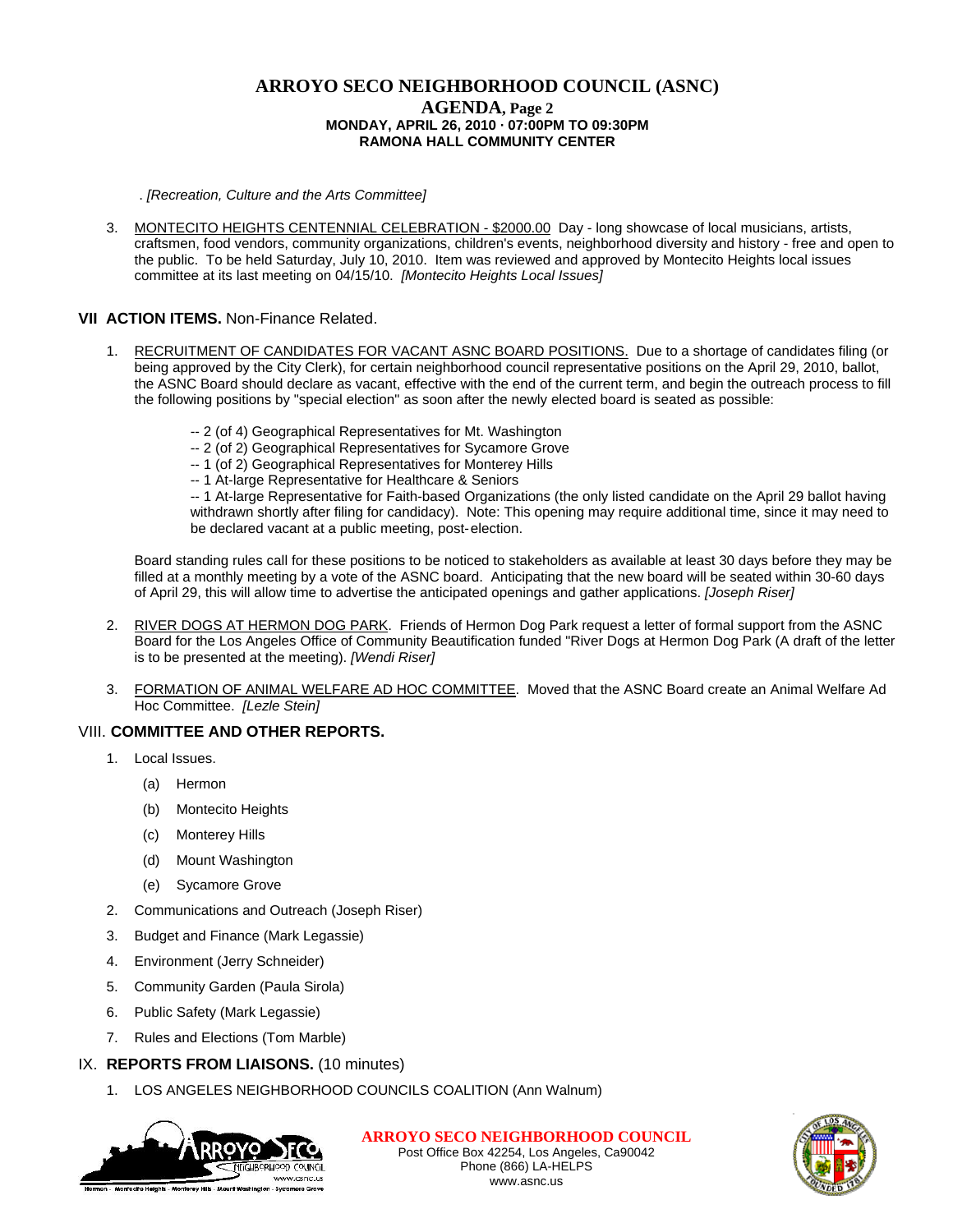. *[Recreation, Culture and the Arts Committee]*

3. MONTECITO HEIGHTS CENTENNIAL CELEBRATION - $2000.00 Day - long showcase of local musicians, artists, craftsmen, food vendors, community organizations, children's events, neighborhood diversity and history - free and open to the public. To be held Saturday, July 10, 2010. Item was reviewed and approved by Montecito Heights local issues committee at its last meeting on 04/15/10. *[Montecito Heights Local Issues]*

## VII ACTION ITEMS. Non-Finance Related.

1. RECRUITMENT OF CANDIDATES FOR VACANT ASNC BOARD POSITIONS. Due to a shortage of candidates filing (or being approved by the City Clerk), for certain neighborhood council representative positions on the April 29, 2010, ballot, the ASNC Board should declare as vacant, effective with the end of the current term, and begin the outreach process to fill the following positions by "special election" as soon after the newly elected board is seated as possible:

   -- 2 (of 4) Geographical Representatives for Mt. Washington
   -- 2 (of 2) Geographical Representatives for Sycamore Grove
   -- 1 (of 2) Geographical Representatives for Monterey Hills
   -- 1 At-large Representative for Healthcare & Seniors
   -- 1 At-large Representative for Faith-based Organizations (the only listed candidate on the April 29 ballot having withdrawn shortly after filing for candidacy). Note: This opening may require additional time, since it may need to be declared vacant at a public meeting, post-election.

   Board standing rules call for these positions to be noticed to stakeholders as available at least 30 days before they may be filled at a monthly meeting by a vote of the ASNC board. Anticipating that the new board will be seated within 30-60 days of April 29, this will allow time to advertise the anticipated openings and gather applications. *[Joseph Riser]*

2. RIVER DOGS AT HERMON DOG PARK. Friends of Hermon Dog Park request a letter of formal support from the ASNC Board for the Los Angeles Office of Community Beautification funded "River Dogs at Hermon Dog Park (A draft of the letter is to be presented at the meeting). *[Wendi Riser]*

3. FORMATION OF ANIMAL WELFARE AD HOC COMMITTEE. Moved that the ASNC Board create an Animal Welfare Ad Hoc Committee. *[Lezle Stein]*

## VIII. COMMITTEE AND OTHER REPORTS.

1. Local Issues.
   - (a) Hermon
   - (b) Montecito Heights
   - (c) Monterey Hills
   - (d) Mount Washington
   - (e) Sycamore Grove
2. Communications and Outreach (Joseph Riser)
3. Budget and Finance (Mark Legassie)
4. Environment (Jerry Schneider)
5. Community Garden (Paula Sirola)
6. Public Safety (Mark Legassie)
7. Rules and Elections (Tom Marble)

## IX. REPORTS FROM LIAISONS. (10 minutes)

1. LOS ANGELES NEIGHBORHOOD COUNCILS COALITION (Ann Walnum)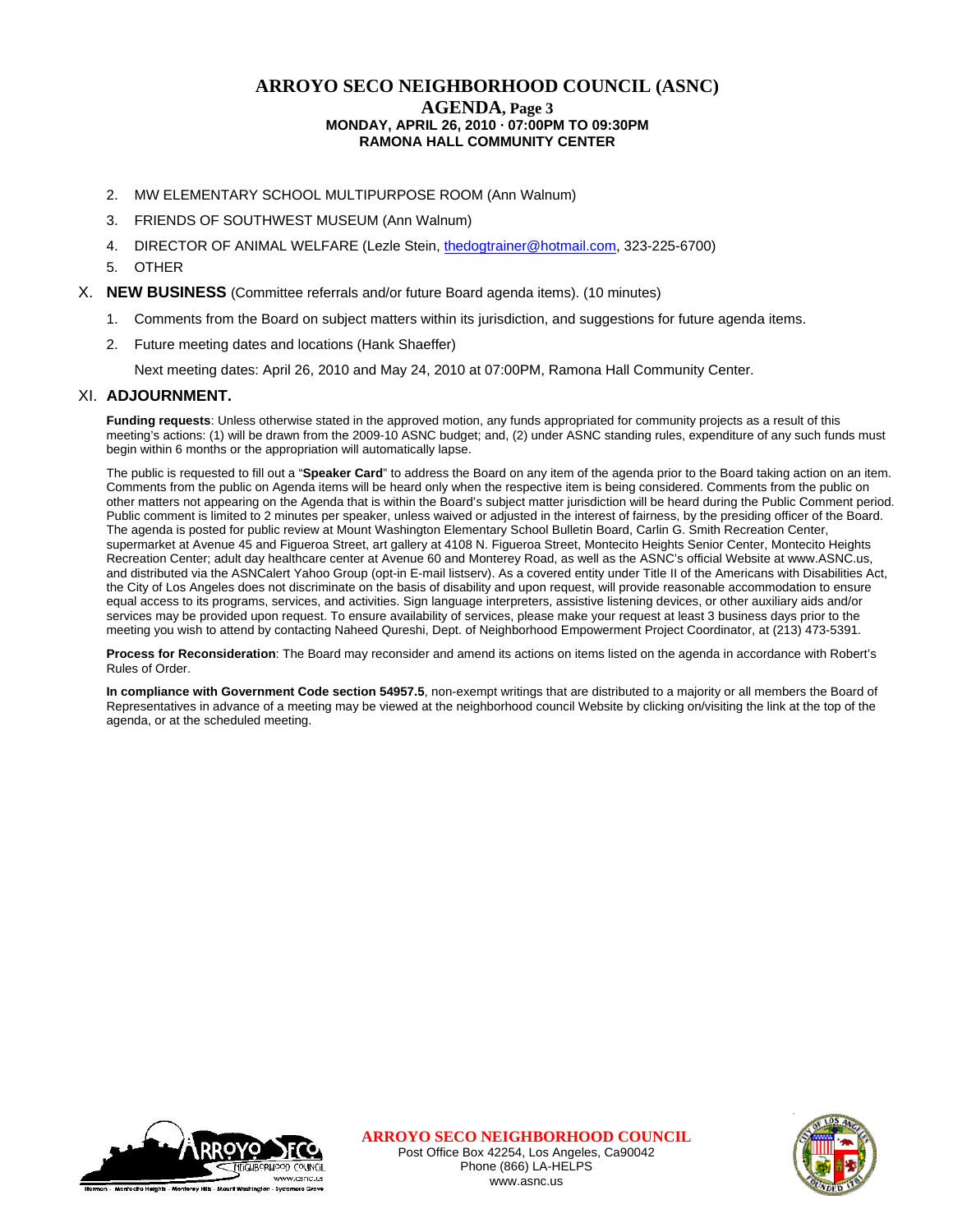2. MW ELEMENTARY SCHOOL MULTIPURPOSE ROOM (Ann Walnum)
3. FRIENDS OF SOUTHWEST MUSEUM (Ann Walnum)
4. DIRECTOR OF ANIMAL WELFARE (Lezle Stein, thedogtrainer@hotmail.com, 323-225-6700)
5. OTHER

## X. NEW BUSINESS (Committee referrals and/or future Board agenda items). (10 minutes)

1. Comments from the Board on subject matters within its jurisdiction, and suggestions for future agenda items.
2. Future meeting dates and locations (Hank Shaeffer)

   Next meeting dates: April 26, 2010 and May 24, 2010 at 07:00PM, Ramona Hall Community Center.

## XI. ADJOURNMENT.

**Funding requests**: Unless otherwise stated in the approved motion, any funds appropriated for community projects as a result of this meeting's actions: (1) will be drawn from the 2009-10 ASNC budget; and, (2) under ASNC standing rules, expenditure of any such funds must begin within 6 months or the appropriation will automatically lapse.

The public is requested to fill out a "**Speaker Card**" to address the Board on any item of the agenda prior to the Board taking action on an item. Comments from the public on Agenda items will be heard only when the respective item is being considered. Comments from the public on other matters not appearing on the Agenda that is within the Board's subject matter jurisdiction will be heard during the Public Comment period. Public comment is limited to 2 minutes per speaker, unless waived or adjusted in the interest of fairness, by the presiding officer of the Board. The agenda is posted for public review at Mount Washington Elementary School Bulletin Board, Carlin G. Smith Recreation Center, supermarket at Avenue 45 and Figueroa Street, art gallery at 4108 N. Figueroa Street, Montecito Heights Senior Center, Montecito Heights Recreation Center; adult day healthcare center at Avenue 60 and Monterey Road, as well as the ASNC's official Website at www.ASNC.us, and distributed via the ASNCalert Yahoo Group (opt-in E-mail listserv). As a covered entity under Title II of the Americans with Disabilities Act, the City of Los Angeles does not discriminate on the basis of disability and upon request, will provide reasonable accommodation to ensure equal access to its programs, services, and activities. Sign language interpreters, assistive listening devices, or other auxiliary aids and/or services may be provided upon request. To ensure availability of services, please make your request at least 3 business days prior to the meeting you wish to attend by contacting Naheed Qureshi, Dept. of Neighborhood Empowerment Project Coordinator, at (213) 473-5391.

**Process for Reconsideration**: The Board may reconsider and amend its actions on items listed on the agenda in accordance with Robert's Rules of Order.

**In compliance with Government Code section 54957.5**, non-exempt writings that are distributed to a majority or all members the Board of Representatives in advance of a meeting may be viewed at the neighborhood council Website by clicking on/visiting the link at the top of the agenda, or at the scheduled meeting.

**ARROYO SECO NEIGHBORHOOD COUNCIL**
Post Office Box 42254, Los Angeles, Ca90042
Phone (866) LA-HELPS
www.asnc.us